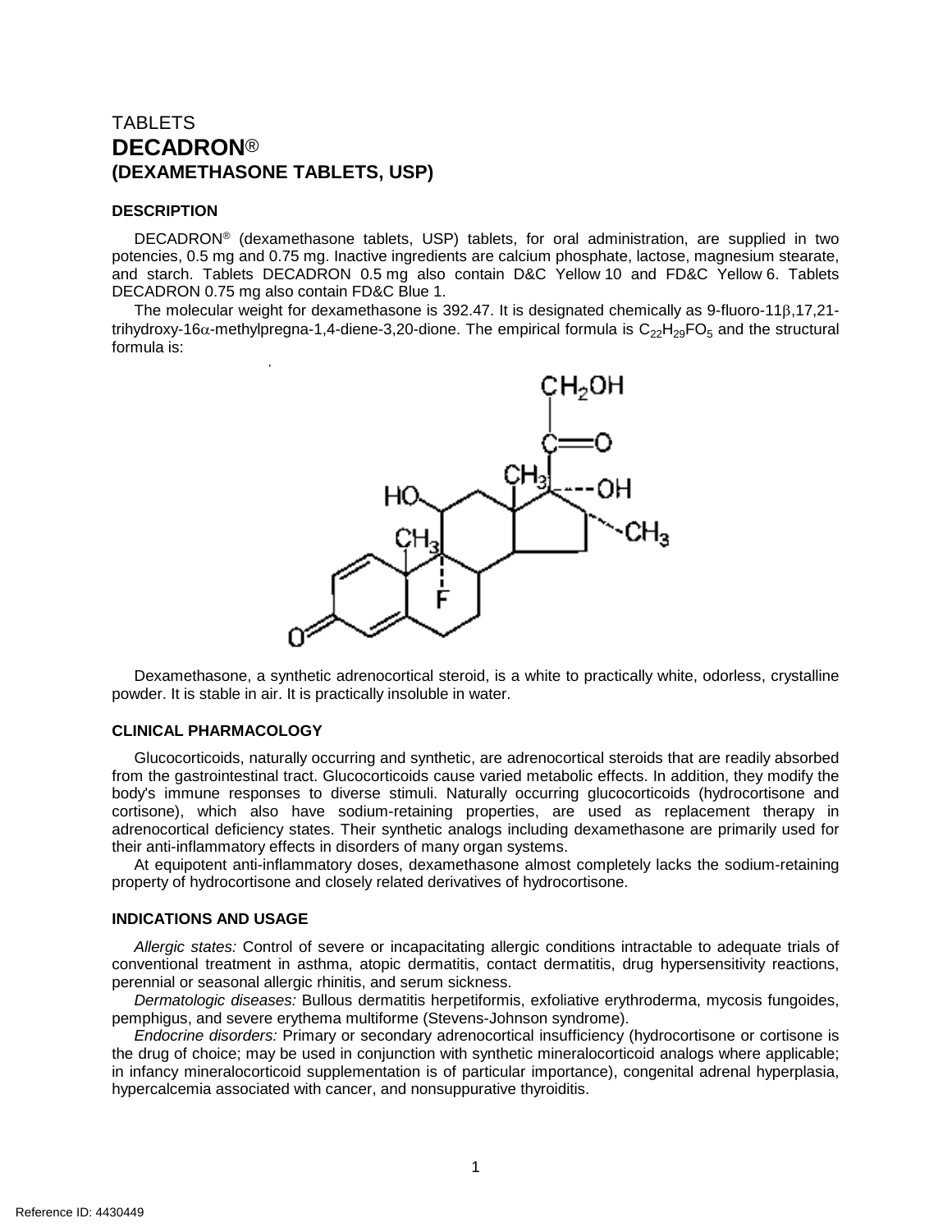TABLETS

# DECADRON®

## (DEXAMETHASONE TABLETS, USP)

### DESCRIPTION

DECADRON® (dexamethasone tablets, USP) tablets, for oral administration, are supplied in two potencies, 0.5 mg and 0.75 mg. Inactive ingredients are calcium phosphate, lactose, magnesium stearate, and starch. Tablets DECADRON 0.5 mg also contain D&C Yellow 10 and FD&C Yellow 6. Tablets DECADRON 0.75 mg also contain FD&C Blue 1.

The molecular weight for dexamethasone is 392.47. It is designated chemically as 9-fluoro-11β,17,21-trihydroxy-16α-methylpregna-1,4-diene-3,20-dione. The empirical formula is $C_{22}H_{29}FO_5$ and the structural formula is:

Dexamethasone, a synthetic adrenocortical steroid, is a white to practically white, odorless, crystalline powder. It is stable in air. It is practically insoluble in water.

### CLINICAL PHARMACOLOGY

Glucocorticoids, naturally occurring and synthetic, are adrenocortical steroids that are readily absorbed from the gastrointestinal tract. Glucocorticoids cause varied metabolic effects. In addition, they modify the body's immune responses to diverse stimuli. Naturally occurring glucocorticoids (hydrocortisone and cortisone), which also have sodium-retaining properties, are used as replacement therapy in adrenocortical deficiency states. Their synthetic analogs including dexamethasone are primarily used for their anti-inflammatory effects in disorders of many organ systems.

At equipotent anti-inflammatory doses, dexamethasone almost completely lacks the sodium-retaining property of hydrocortisone and closely related derivatives of hydrocortisone.

### INDICATIONS AND USAGE

*Allergic states:* Control of severe or incapacitating allergic conditions intractable to adequate trials of conventional treatment in asthma, atopic dermatitis, contact dermatitis, drug hypersensitivity reactions, perennial or seasonal allergic rhinitis, and serum sickness.

*Dermatologic diseases:* Bullous dermatitis herpetiformis, exfoliative erythroderma, mycosis fungoides, pemphigus, and severe erythema multiforme (Stevens-Johnson syndrome).

*Endocrine disorders:* Primary or secondary adrenocortical insufficiency (hydrocortisone or cortisone is the drug of choice; may be used in conjunction with synthetic mineralocorticoid analogs where applicable; in infancy mineralocorticoid supplementation is of particular importance), congenital adrenal hyperplasia, hypercalcemia associated with cancer, and nonsuppurative thyroiditis.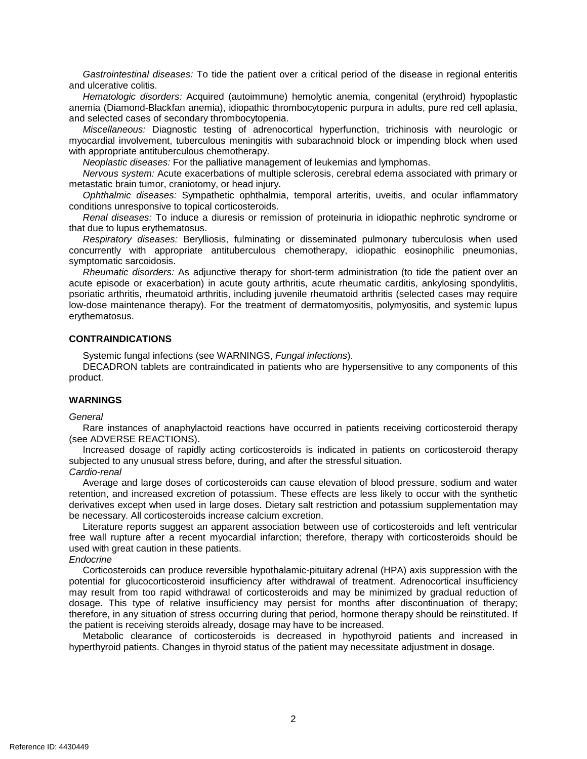*Gastrointestinal diseases:* To tide the patient over a critical period of the disease in regional enteritis and ulcerative colitis.

*Hematologic disorders:* Acquired (autoimmune) hemolytic anemia, congenital (erythroid) hypoplastic anemia (Diamond-Blackfan anemia), idiopathic thrombocytopenic purpura in adults, pure red cell aplasia, and selected cases of secondary thrombocytopenia.

*Miscellaneous:* Diagnostic testing of adrenocortical hyperfunction, trichinosis with neurologic or myocardial involvement, tuberculous meningitis with subarachnoid block or impending block when used with appropriate antituberculous chemotherapy.

*Neoplastic diseases:* For the palliative management of leukemias and lymphomas.

*Nervous system:* Acute exacerbations of multiple sclerosis, cerebral edema associated with primary or metastatic brain tumor, craniotomy, or head injury.

*Ophthalmic diseases:* Sympathetic ophthalmia, temporal arteritis, uveitis, and ocular inflammatory conditions unresponsive to topical corticosteroids.

*Renal diseases:* To induce a diuresis or remission of proteinuria in idiopathic nephrotic syndrome or that due to lupus erythematosus.

*Respiratory diseases:* Berylliosis, fulminating or disseminated pulmonary tuberculosis when used concurrently with appropriate antituberculous chemotherapy, idiopathic eosinophilic pneumonias, symptomatic sarcoidosis.

*Rheumatic disorders:* As adjunctive therapy for short-term administration (to tide the patient over an acute episode or exacerbation) in acute gouty arthritis, acute rheumatic carditis, ankylosing spondylitis, psoriatic arthritis, rheumatoid arthritis, including juvenile rheumatoid arthritis (selected cases may require low-dose maintenance therapy). For the treatment of dermatomyositis, polymyositis, and systemic lupus erythematosus.

## CONTRAINDICATIONS

Systemic fungal infections (see WARNINGS, *Fungal infections*).

DECADRON tablets are contraindicated in patients who are hypersensitive to any components of this product.

## WARNINGS

*General*

Rare instances of anaphylactoid reactions have occurred in patients receiving corticosteroid therapy (see ADVERSE REACTIONS).

Increased dosage of rapidly acting corticosteroids is indicated in patients on corticosteroid therapy subjected to any unusual stress before, during, and after the stressful situation.

*Cardio-renal*

Average and large doses of corticosteroids can cause elevation of blood pressure, sodium and water retention, and increased excretion of potassium. These effects are less likely to occur with the synthetic derivatives except when used in large doses. Dietary salt restriction and potassium supplementation may be necessary. All corticosteroids increase calcium excretion.

Literature reports suggest an apparent association between use of corticosteroids and left ventricular free wall rupture after a recent myocardial infarction; therefore, therapy with corticosteroids should be used with great caution in these patients.

*Endocrine*

Corticosteroids can produce reversible hypothalamic-pituitary adrenal (HPA) axis suppression with the potential for glucocorticosteroid insufficiency after withdrawal of treatment. Adrenocortical insufficiency may result from too rapid withdrawal of corticosteroids and may be minimized by gradual reduction of dosage. This type of relative insufficiency may persist for months after discontinuation of therapy; therefore, in any situation of stress occurring during that period, hormone therapy should be reinstituted. If the patient is receiving steroids already, dosage may have to be increased.

Metabolic clearance of corticosteroids is decreased in hypothyroid patients and increased in hyperthyroid patients. Changes in thyroid status of the patient may necessitate adjustment in dosage.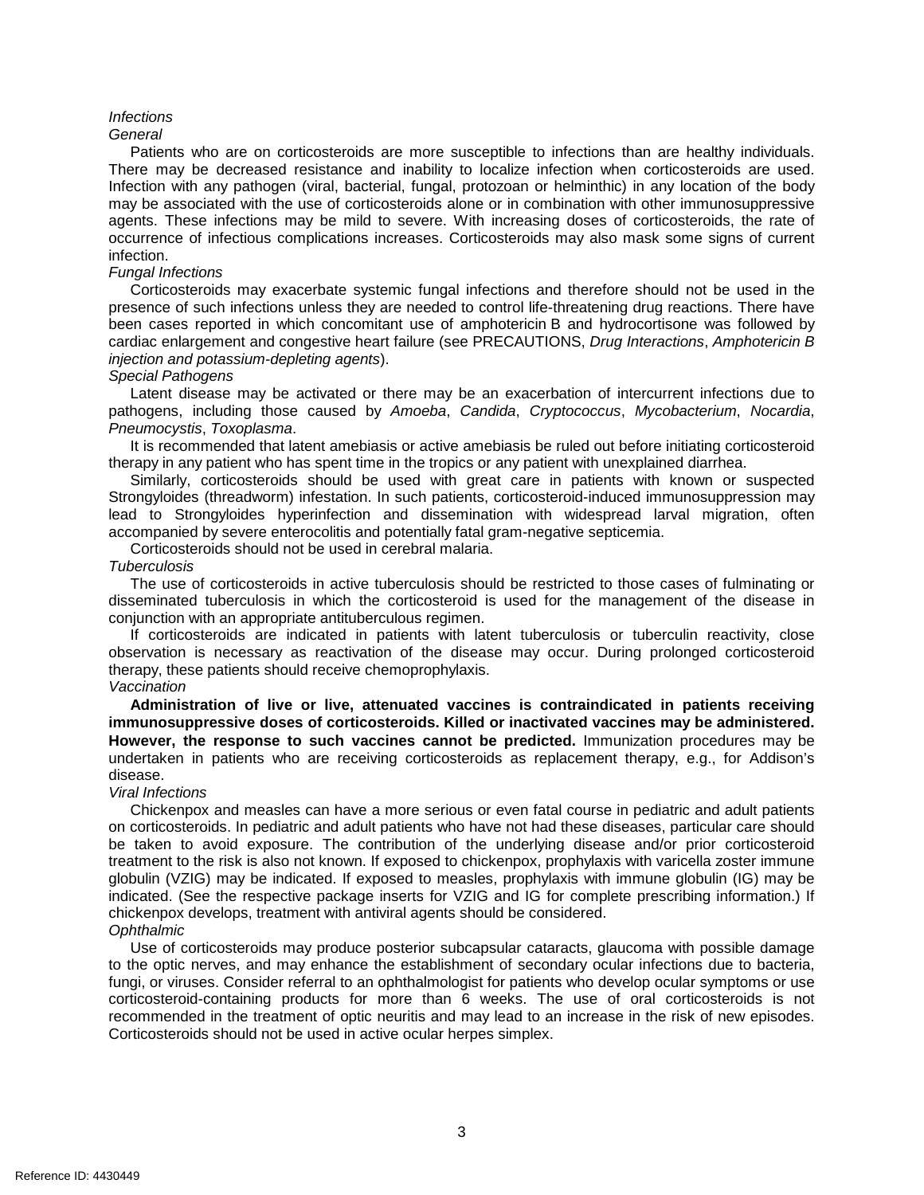*Infections*

*General*

Patients who are on corticosteroids are more susceptible to infections than are healthy individuals. There may be decreased resistance and inability to localize infection when corticosteroids are used. Infection with any pathogen (viral, bacterial, fungal, protozoan or helminthic) in any location of the body may be associated with the use of corticosteroids alone or in combination with other immunosuppressive agents. These infections may be mild to severe. With increasing doses of corticosteroids, the rate of occurrence of infectious complications increases. Corticosteroids may also mask some signs of current infection.

*Fungal Infections*

Corticosteroids may exacerbate systemic fungal infections and therefore should not be used in the presence of such infections unless they are needed to control life-threatening drug reactions. There have been cases reported in which concomitant use of amphotericin B and hydrocortisone was followed by cardiac enlargement and congestive heart failure (see PRECAUTIONS, *Drug Interactions*, *Amphotericin B injection and potassium-depleting agents*).

*Special Pathogens*

Latent disease may be activated or there may be an exacerbation of intercurrent infections due to pathogens, including those caused by *Amoeba*, *Candida*, *Cryptococcus*, *Mycobacterium*, *Nocardia*, *Pneumocystis*, *Toxoplasma*.

It is recommended that latent amebiasis or active amebiasis be ruled out before initiating corticosteroid therapy in any patient who has spent time in the tropics or any patient with unexplained diarrhea.

Similarly, corticosteroids should be used with great care in patients with known or suspected Strongyloides (threadworm) infestation. In such patients, corticosteroid-induced immunosuppression may lead to Strongyloides hyperinfection and dissemination with widespread larval migration, often accompanied by severe enterocolitis and potentially fatal gram-negative septicemia.

Corticosteroids should not be used in cerebral malaria.

*Tuberculosis*

The use of corticosteroids in active tuberculosis should be restricted to those cases of fulminating or disseminated tuberculosis in which the corticosteroid is used for the management of the disease in conjunction with an appropriate antituberculous regimen.

If corticosteroids are indicated in patients with latent tuberculosis or tuberculin reactivity, close observation is necessary as reactivation of the disease may occur. During prolonged corticosteroid therapy, these patients should receive chemoprophylaxis.

*Vaccination*

**Administration of live or live, attenuated vaccines is contraindicated in patients receiving immunosuppressive doses of corticosteroids. Killed or inactivated vaccines may be administered. However, the response to such vaccines cannot be predicted.** Immunization procedures may be undertaken in patients who are receiving corticosteroids as replacement therapy, e.g., for Addison's disease.

*Viral Infections*

Chickenpox and measles can have a more serious or even fatal course in pediatric and adult patients on corticosteroids. In pediatric and adult patients who have not had these diseases, particular care should be taken to avoid exposure. The contribution of the underlying disease and/or prior corticosteroid treatment to the risk is also not known. If exposed to chickenpox, prophylaxis with varicella zoster immune globulin (VZIG) may be indicated. If exposed to measles, prophylaxis with immune globulin (IG) may be indicated. (See the respective package inserts for VZIG and IG for complete prescribing information.) If chickenpox develops, treatment with antiviral agents should be considered.

*Ophthalmic*

Use of corticosteroids may produce posterior subcapsular cataracts, glaucoma with possible damage to the optic nerves, and may enhance the establishment of secondary ocular infections due to bacteria, fungi, or viruses. Consider referral to an ophthalmologist for patients who develop ocular symptoms or use corticosteroid-containing products for more than 6 weeks. The use of oral corticosteroids is not recommended in the treatment of optic neuritis and may lead to an increase in the risk of new episodes. Corticosteroids should not be used in active ocular herpes simplex.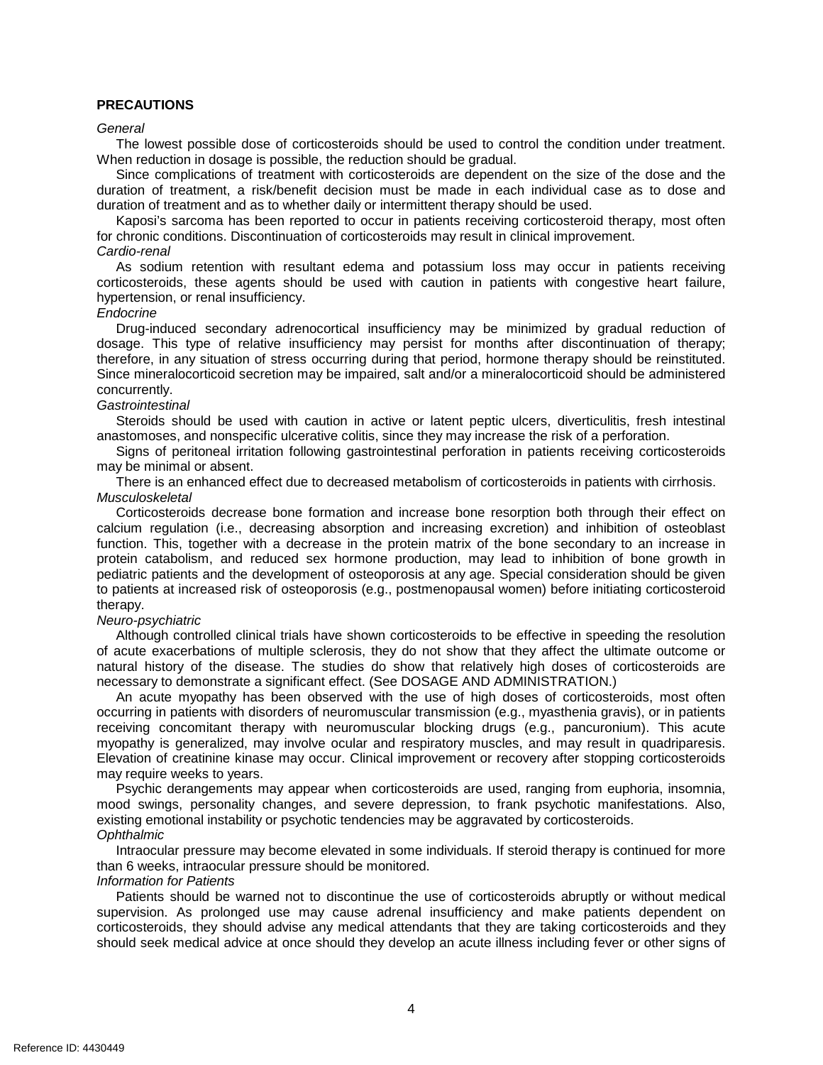## PRECAUTIONS

*General*

The lowest possible dose of corticosteroids should be used to control the condition under treatment. When reduction in dosage is possible, the reduction should be gradual.

Since complications of treatment with corticosteroids are dependent on the size of the dose and the duration of treatment, a risk/benefit decision must be made in each individual case as to dose and duration of treatment and as to whether daily or intermittent therapy should be used.

Kaposi's sarcoma has been reported to occur in patients receiving corticosteroid therapy, most often for chronic conditions. Discontinuation of corticosteroids may result in clinical improvement.

*Cardio-renal*

As sodium retention with resultant edema and potassium loss may occur in patients receiving corticosteroids, these agents should be used with caution in patients with congestive heart failure, hypertension, or renal insufficiency.

*Endocrine*

Drug-induced secondary adrenocortical insufficiency may be minimized by gradual reduction of dosage. This type of relative insufficiency may persist for months after discontinuation of therapy; therefore, in any situation of stress occurring during that period, hormone therapy should be reinstituted. Since mineralocorticoid secretion may be impaired, salt and/or a mineralocorticoid should be administered concurrently.

*Gastrointestinal*

Steroids should be used with caution in active or latent peptic ulcers, diverticulitis, fresh intestinal anastomoses, and nonspecific ulcerative colitis, since they may increase the risk of a perforation.

Signs of peritoneal irritation following gastrointestinal perforation in patients receiving corticosteroids may be minimal or absent.

There is an enhanced effect due to decreased metabolism of corticosteroids in patients with cirrhosis.

*Musculoskeletal*

Corticosteroids decrease bone formation and increase bone resorption both through their effect on calcium regulation (i.e., decreasing absorption and increasing excretion) and inhibition of osteoblast function. This, together with a decrease in the protein matrix of the bone secondary to an increase in protein catabolism, and reduced sex hormone production, may lead to inhibition of bone growth in pediatric patients and the development of osteoporosis at any age. Special consideration should be given to patients at increased risk of osteoporosis (e.g., postmenopausal women) before initiating corticosteroid therapy.

*Neuro-psychiatric*

Although controlled clinical trials have shown corticosteroids to be effective in speeding the resolution of acute exacerbations of multiple sclerosis, they do not show that they affect the ultimate outcome or natural history of the disease. The studies do show that relatively high doses of corticosteroids are necessary to demonstrate a significant effect. (See DOSAGE AND ADMINISTRATION.)

An acute myopathy has been observed with the use of high doses of corticosteroids, most often occurring in patients with disorders of neuromuscular transmission (e.g., myasthenia gravis), or in patients receiving concomitant therapy with neuromuscular blocking drugs (e.g., pancuronium). This acute myopathy is generalized, may involve ocular and respiratory muscles, and may result in quadriparesis. Elevation of creatinine kinase may occur. Clinical improvement or recovery after stopping corticosteroids may require weeks to years.

Psychic derangements may appear when corticosteroids are used, ranging from euphoria, insomnia, mood swings, personality changes, and severe depression, to frank psychotic manifestations. Also, existing emotional instability or psychotic tendencies may be aggravated by corticosteroids.

*Ophthalmic*

Intraocular pressure may become elevated in some individuals. If steroid therapy is continued for more than 6 weeks, intraocular pressure should be monitored.

*Information for Patients*

Patients should be warned not to discontinue the use of corticosteroids abruptly or without medical supervision. As prolonged use may cause adrenal insufficiency and make patients dependent on corticosteroids, they should advise any medical attendants that they are taking corticosteroids and they should seek medical advice at once should they develop an acute illness including fever or other signs of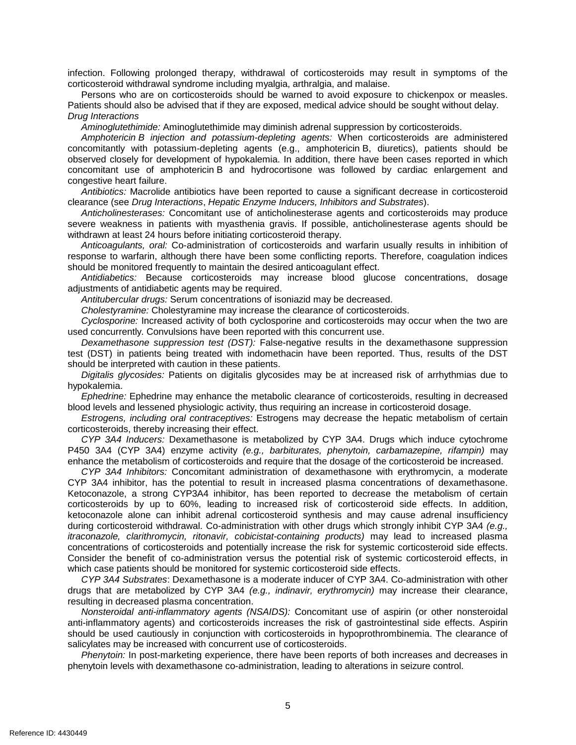infection. Following prolonged therapy, withdrawal of corticosteroids may result in symptoms of the corticosteroid withdrawal syndrome including myalgia, arthralgia, and malaise.

Persons who are on corticosteroids should be warned to avoid exposure to chickenpox or measles. Patients should also be advised that if they are exposed, medical advice should be sought without delay.

*Drug Interactions*

*Aminoglutethimide:* Aminoglutethimide may diminish adrenal suppression by corticosteroids.

*Amphotericin B injection and potassium-depleting agents:* When corticosteroids are administered concomitantly with potassium-depleting agents (e.g., amphotericin B, diuretics), patients should be observed closely for development of hypokalemia. In addition, there have been cases reported in which concomitant use of amphotericin B and hydrocortisone was followed by cardiac enlargement and congestive heart failure.

*Antibiotics:* Macrolide antibiotics have been reported to cause a significant decrease in corticosteroid clearance (see *Drug Interactions*, *Hepatic Enzyme Inducers, Inhibitors and Substrates*).

*Anticholinesterases:* Concomitant use of anticholinesterase agents and corticosteroids may produce severe weakness in patients with myasthenia gravis. If possible, anticholinesterase agents should be withdrawn at least 24 hours before initiating corticosteroid therapy.

*Anticoagulants, oral:* Co-administration of corticosteroids and warfarin usually results in inhibition of response to warfarin, although there have been some conflicting reports. Therefore, coagulation indices should be monitored frequently to maintain the desired anticoagulant effect.

*Antidiabetics:* Because corticosteroids may increase blood glucose concentrations, dosage adjustments of antidiabetic agents may be required.

*Antitubercular drugs:* Serum concentrations of isoniazid may be decreased.

*Cholestyramine:* Cholestyramine may increase the clearance of corticosteroids.

*Cyclosporine:* Increased activity of both cyclosporine and corticosteroids may occur when the two are used concurrently. Convulsions have been reported with this concurrent use.

*Dexamethasone suppression test (DST):* False-negative results in the dexamethasone suppression test (DST) in patients being treated with indomethacin have been reported. Thus, results of the DST should be interpreted with caution in these patients.

*Digitalis glycosides:* Patients on digitalis glycosides may be at increased risk of arrhythmias due to hypokalemia.

*Ephedrine:* Ephedrine may enhance the metabolic clearance of corticosteroids, resulting in decreased blood levels and lessened physiologic activity, thus requiring an increase in corticosteroid dosage.

*Estrogens, including oral contraceptives:* Estrogens may decrease the hepatic metabolism of certain corticosteroids, thereby increasing their effect.

*CYP 3A4 Inducers:* Dexamethasone is metabolized by CYP 3A4. Drugs which induce cytochrome P450 3A4 (CYP 3A4) enzyme activity *(e.g., barbiturates, phenytoin, carbamazepine, rifampin)* may enhance the metabolism of corticosteroids and require that the dosage of the corticosteroid be increased.

*CYP 3A4 Inhibitors:* Concomitant administration of dexamethasone with erythromycin, a moderate CYP 3A4 inhibitor, has the potential to result in increased plasma concentrations of dexamethasone. Ketoconazole, a strong CYP3A4 inhibitor, has been reported to decrease the metabolism of certain corticosteroids by up to 60%, leading to increased risk of corticosteroid side effects. In addition, ketoconazole alone can inhibit adrenal corticosteroid synthesis and may cause adrenal insufficiency during corticosteroid withdrawal. Co-administration with other drugs which strongly inhibit CYP 3A4 *(e.g., itraconazole, clarithromycin, ritonavir, cobicistat-containing products)* may lead to increased plasma concentrations of corticosteroids and potentially increase the risk for systemic corticosteroid side effects. Consider the benefit of co-administration versus the potential risk of systemic corticosteroid effects, in which case patients should be monitored for systemic corticosteroid side effects.

*CYP 3A4 Substrates*: Dexamethasone is a moderate inducer of CYP 3A4. Co-administration with other drugs that are metabolized by CYP 3A4 *(e.g., indinavir, erythromycin)* may increase their clearance, resulting in decreased plasma concentration.

*Nonsteroidal anti-inflammatory agents (NSAIDS):* Concomitant use of aspirin (or other nonsteroidal anti-inflammatory agents) and corticosteroids increases the risk of gastrointestinal side effects. Aspirin should be used cautiously in conjunction with corticosteroids in hypoprothrombinemia. The clearance of salicylates may be increased with concurrent use of corticosteroids.

*Phenytoin:* In post-marketing experience, there have been reports of both increases and decreases in phenytoin levels with dexamethasone co-administration, leading to alterations in seizure control.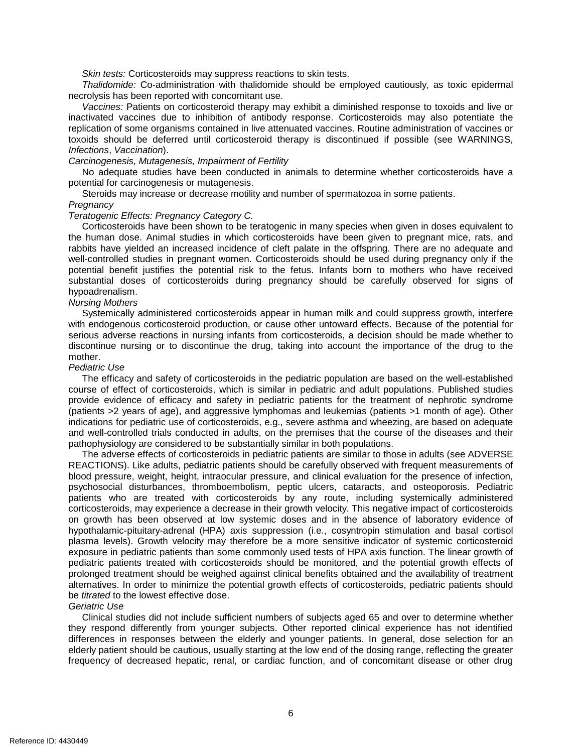*Skin tests:* Corticosteroids may suppress reactions to skin tests.

*Thalidomide:* Co-administration with thalidomide should be employed cautiously, as toxic epidermal necrolysis has been reported with concomitant use.

*Vaccines:* Patients on corticosteroid therapy may exhibit a diminished response to toxoids and live or inactivated vaccines due to inhibition of antibody response. Corticosteroids may also potentiate the replication of some organisms contained in live attenuated vaccines. Routine administration of vaccines or toxoids should be deferred until corticosteroid therapy is discontinued if possible (see WARNINGS, *Infections*, *Vaccination*).

*Carcinogenesis, Mutagenesis, Impairment of Fertility*

No adequate studies have been conducted in animals to determine whether corticosteroids have a potential for carcinogenesis or mutagenesis.

Steroids may increase or decrease motility and number of spermatozoa in some patients.

*Pregnancy*

*Teratogenic Effects: Pregnancy Category C.*

Corticosteroids have been shown to be teratogenic in many species when given in doses equivalent to the human dose. Animal studies in which corticosteroids have been given to pregnant mice, rats, and rabbits have yielded an increased incidence of cleft palate in the offspring. There are no adequate and well-controlled studies in pregnant women. Corticosteroids should be used during pregnancy only if the potential benefit justifies the potential risk to the fetus. Infants born to mothers who have received substantial doses of corticosteroids during pregnancy should be carefully observed for signs of hypoadrenalism.

*Nursing Mothers*

Systemically administered corticosteroids appear in human milk and could suppress growth, interfere with endogenous corticosteroid production, or cause other untoward effects. Because of the potential for serious adverse reactions in nursing infants from corticosteroids, a decision should be made whether to discontinue nursing or to discontinue the drug, taking into account the importance of the drug to the mother.

*Pediatric Use*

The efficacy and safety of corticosteroids in the pediatric population are based on the well-established course of effect of corticosteroids, which is similar in pediatric and adult populations. Published studies provide evidence of efficacy and safety in pediatric patients for the treatment of nephrotic syndrome (patients >2 years of age), and aggressive lymphomas and leukemias (patients >1 month of age). Other indications for pediatric use of corticosteroids, e.g., severe asthma and wheezing, are based on adequate and well-controlled trials conducted in adults, on the premises that the course of the diseases and their pathophysiology are considered to be substantially similar in both populations.

The adverse effects of corticosteroids in pediatric patients are similar to those in adults (see ADVERSE REACTIONS). Like adults, pediatric patients should be carefully observed with frequent measurements of blood pressure, weight, height, intraocular pressure, and clinical evaluation for the presence of infection, psychosocial disturbances, thromboembolism, peptic ulcers, cataracts, and osteoporosis. Pediatric patients who are treated with corticosteroids by any route, including systemically administered corticosteroids, may experience a decrease in their growth velocity. This negative impact of corticosteroids on growth has been observed at low systemic doses and in the absence of laboratory evidence of hypothalamic-pituitary-adrenal (HPA) axis suppression (i.e., cosyntropin stimulation and basal cortisol plasma levels). Growth velocity may therefore be a more sensitive indicator of systemic corticosteroid exposure in pediatric patients than some commonly used tests of HPA axis function. The linear growth of pediatric patients treated with corticosteroids should be monitored, and the potential growth effects of prolonged treatment should be weighed against clinical benefits obtained and the availability of treatment alternatives. In order to minimize the potential growth effects of corticosteroids, pediatric patients should be *titrated* to the lowest effective dose.

*Geriatric Use*

Clinical studies did not include sufficient numbers of subjects aged 65 and over to determine whether they respond differently from younger subjects. Other reported clinical experience has not identified differences in responses between the elderly and younger patients. In general, dose selection for an elderly patient should be cautious, usually starting at the low end of the dosing range, reflecting the greater frequency of decreased hepatic, renal, or cardiac function, and of concomitant disease or other drug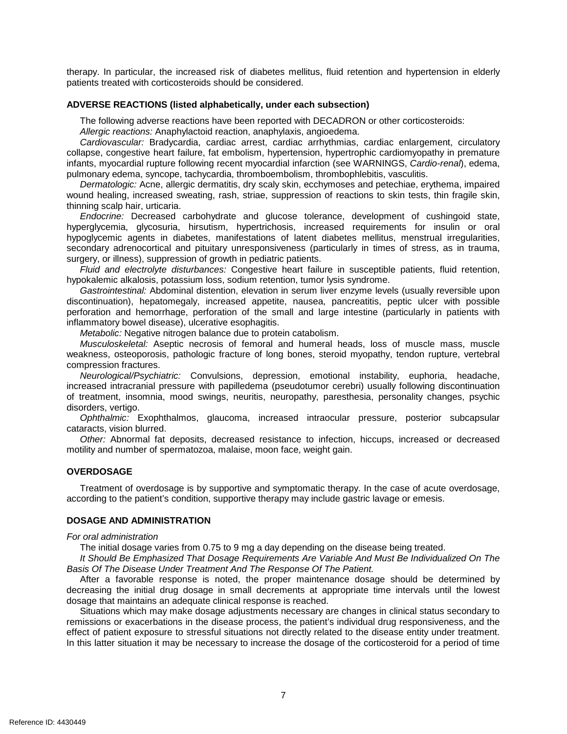therapy. In particular, the increased risk of diabetes mellitus, fluid retention and hypertension in elderly patients treated with corticosteroids should be considered.

## ADVERSE REACTIONS (listed alphabetically, under each subsection)

The following adverse reactions have been reported with DECADRON or other corticosteroids:

*Allergic reactions:* Anaphylactoid reaction, anaphylaxis, angioedema.

*Cardiovascular:* Bradycardia, cardiac arrest, cardiac arrhythmias, cardiac enlargement, circulatory collapse, congestive heart failure, fat embolism, hypertension, hypertrophic cardiomyopathy in premature infants, myocardial rupture following recent myocardial infarction (see WARNINGS, *Cardio-renal*), edema, pulmonary edema, syncope, tachycardia, thromboembolism, thrombophlebitis, vasculitis.

*Dermatologic:* Acne, allergic dermatitis, dry scaly skin, ecchymoses and petechiae, erythema, impaired wound healing, increased sweating, rash, striae, suppression of reactions to skin tests, thin fragile skin, thinning scalp hair, urticaria.

*Endocrine:* Decreased carbohydrate and glucose tolerance, development of cushingoid state, hyperglycemia, glycosuria, hirsutism, hypertrichosis, increased requirements for insulin or oral hypoglycemic agents in diabetes, manifestations of latent diabetes mellitus, menstrual irregularities, secondary adrenocortical and pituitary unresponsiveness (particularly in times of stress, as in trauma, surgery, or illness), suppression of growth in pediatric patients.

*Fluid and electrolyte disturbances:* Congestive heart failure in susceptible patients, fluid retention, hypokalemic alkalosis, potassium loss, sodium retention, tumor lysis syndrome.

*Gastrointestinal:* Abdominal distention, elevation in serum liver enzyme levels (usually reversible upon discontinuation), hepatomegaly, increased appetite, nausea, pancreatitis, peptic ulcer with possible perforation and hemorrhage, perforation of the small and large intestine (particularly in patients with inflammatory bowel disease), ulcerative esophagitis.

*Metabolic:* Negative nitrogen balance due to protein catabolism.

*Musculoskeletal:* Aseptic necrosis of femoral and humeral heads, loss of muscle mass, muscle weakness, osteoporosis, pathologic fracture of long bones, steroid myopathy, tendon rupture, vertebral compression fractures.

*Neurological/Psychiatric:* Convulsions, depression, emotional instability, euphoria, headache, increased intracranial pressure with papilledema (pseudotumor cerebri) usually following discontinuation of treatment, insomnia, mood swings, neuritis, neuropathy, paresthesia, personality changes, psychic disorders, vertigo.

*Ophthalmic:* Exophthalmos, glaucoma, increased intraocular pressure, posterior subcapsular cataracts, vision blurred.

*Other:* Abnormal fat deposits, decreased resistance to infection, hiccups, increased or decreased motility and number of spermatozoa, malaise, moon face, weight gain.

## OVERDOSAGE

Treatment of overdosage is by supportive and symptomatic therapy. In the case of acute overdosage, according to the patient's condition, supportive therapy may include gastric lavage or emesis.

## DOSAGE AND ADMINISTRATION

*For oral administration*

The initial dosage varies from 0.75 to 9 mg a day depending on the disease being treated.

*It Should Be Emphasized That Dosage Requirements Are Variable And Must Be Individualized On The Basis Of The Disease Under Treatment And The Response Of The Patient.*

After a favorable response is noted, the proper maintenance dosage should be determined by decreasing the initial drug dosage in small decrements at appropriate time intervals until the lowest dosage that maintains an adequate clinical response is reached.

Situations which may make dosage adjustments necessary are changes in clinical status secondary to remissions or exacerbations in the disease process, the patient's individual drug responsiveness, and the effect of patient exposure to stressful situations not directly related to the disease entity under treatment. In this latter situation it may be necessary to increase the dosage of the corticosteroid for a period of time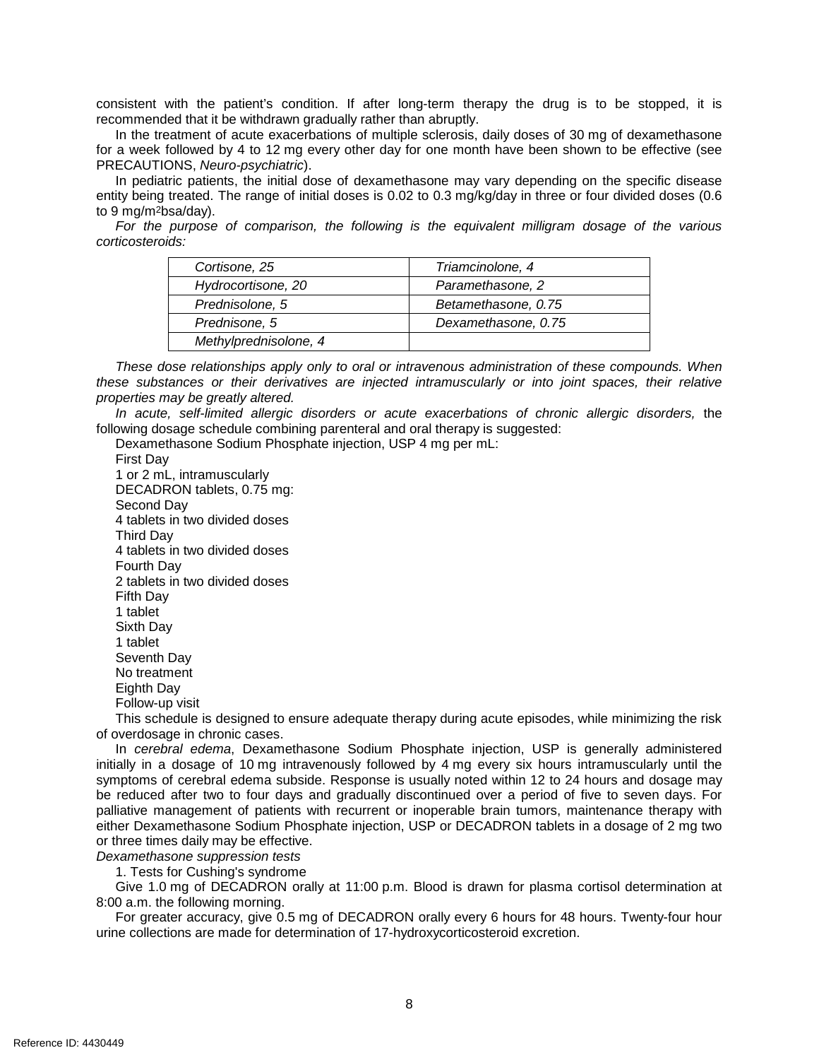consistent with the patient's condition. If after long-term therapy the drug is to be stopped, it is recommended that it be withdrawn gradually rather than abruptly.

In the treatment of acute exacerbations of multiple sclerosis, daily doses of 30 mg of dexamethasone for a week followed by 4 to 12 mg every other day for one month have been shown to be effective (see PRECAUTIONS, *Neuro-psychiatric*).

In pediatric patients, the initial dose of dexamethasone may vary depending on the specific disease entity being treated. The range of initial doses is 0.02 to 0.3 mg/kg/day in three or four divided doses (0.6 to 9 mg/$m^2$bsa/day).

*For the purpose of comparison, the following is the equivalent milligram dosage of the various corticosteroids:*

| | |
|---|---|
| *Cortisone, 25* | *Triamcinolone, 4* |
| *Hydrocortisone, 20* | *Paramethasone, 2* |
| *Prednisolone, 5* | *Betamethasone, 0.75* |
| *Prednisone, 5* | *Dexamethasone, 0.75* |
| *Methylprednisolone, 4* | |

*These dose relationships apply only to oral or intravenous administration of these compounds. When these substances or their derivatives are injected intramuscularly or into joint spaces, their relative properties may be greatly altered.*

*In acute, self-limited allergic disorders or acute exacerbations of chronic allergic disorders,* the following dosage schedule combining parenteral and oral therapy is suggested:

Dexamethasone Sodium Phosphate injection, USP 4 mg per mL:

First Day

1 or 2 mL, intramuscularly

DECADRON tablets, 0.75 mg:

Second Day

4 tablets in two divided doses

Third Day

4 tablets in two divided doses

Fourth Day

2 tablets in two divided doses

Fifth Day

1 tablet

Sixth Day

1 tablet

Seventh Day

No treatment

Eighth Day

Follow-up visit

This schedule is designed to ensure adequate therapy during acute episodes, while minimizing the risk of overdosage in chronic cases.

In *cerebral edema*, Dexamethasone Sodium Phosphate injection, USP is generally administered initially in a dosage of 10 mg intravenously followed by 4 mg every six hours intramuscularly until the symptoms of cerebral edema subside. Response is usually noted within 12 to 24 hours and dosage may be reduced after two to four days and gradually discontinued over a period of five to seven days. For palliative management of patients with recurrent or inoperable brain tumors, maintenance therapy with either Dexamethasone Sodium Phosphate injection, USP or DECADRON tablets in a dosage of 2 mg two or three times daily may be effective.

*Dexamethasone suppression tests*

1. Tests for Cushing's syndrome

Give 1.0 mg of DECADRON orally at 11:00 p.m. Blood is drawn for plasma cortisol determination at 8:00 a.m. the following morning.

For greater accuracy, give 0.5 mg of DECADRON orally every 6 hours for 48 hours. Twenty-four hour urine collections are made for determination of 17-hydroxycorticosteroid excretion.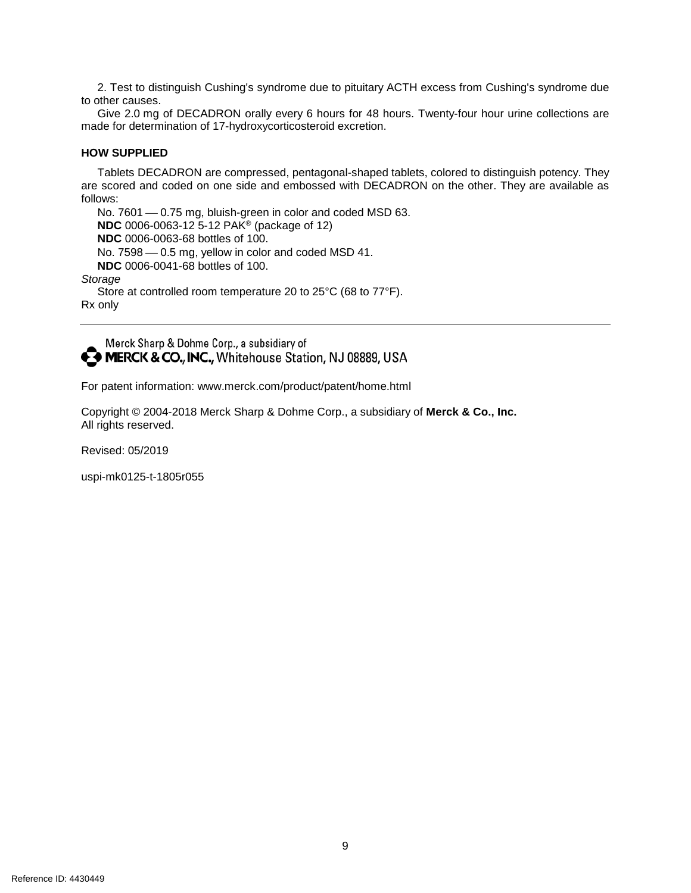2. Test to distinguish Cushing's syndrome due to pituitary ACTH excess from Cushing's syndrome due to other causes.

Give 2.0 mg of DECADRON orally every 6 hours for 48 hours. Twenty-four hour urine collections are made for determination of 17-hydroxycorticosteroid excretion.

**HOW SUPPLIED**

Tablets DECADRON are compressed, pentagonal-shaped tablets, colored to distinguish potency. They are scored and coded on one side and embossed with DECADRON on the other. They are available as follows:

No. 7601 — 0.75 mg, bluish-green in color and coded MSD 63.
**NDC** 0006-0063-12 5-12 PAK® (package of 12)
**NDC** 0006-0063-68 bottles of 100.
No. 7598 — 0.5 mg, yellow in color and coded MSD 41.
**NDC** 0006-0041-68 bottles of 100.

*Storage*

Store at controlled room temperature 20 to 25°C (68 to 77°F).

Rx only

---

Merck Sharp & Dohme Corp., a subsidiary of
**MERCK & CO., INC.,** Whitehouse Station, NJ 08889, USA

For patent information: www.merck.com/product/patent/home.html

Copyright © 2004-2018 Merck Sharp & Dohme Corp., a subsidiary of **Merck & Co., Inc.**
All rights reserved.

Revised: 05/2019

uspi-mk0125-t-1805r055

Reference ID: 4430449